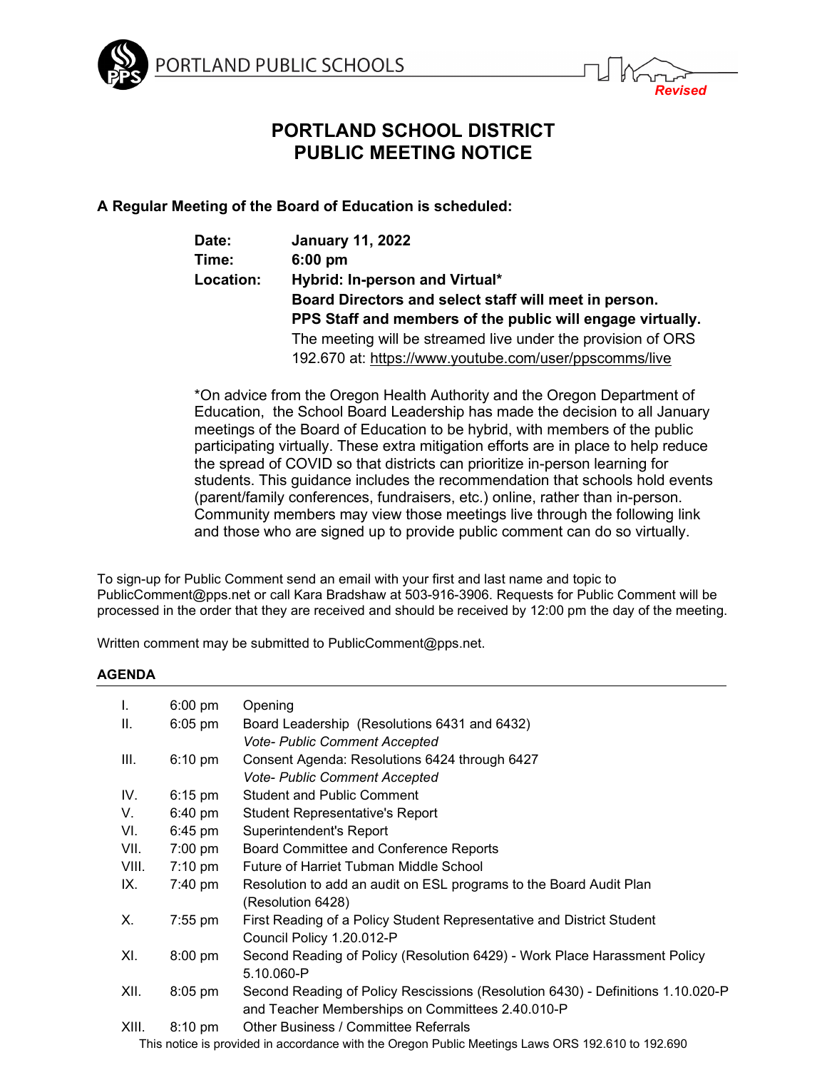PORTLAND PUBLIC SCHOOLS

*Revised*

# PORTLAND SCHOOL DISTRICT
# PUBLIC MEETING NOTICE

**A Regular Meeting of the Board of Education is scheduled:**

**Date:** **January 11, 2022**
**Time:** **6:00 pm**
**Location:** **Hybrid: In-person and Virtual***
**Board Directors and select staff will meet in person.**
**PPS Staff and members of the public will engage virtually.**
The meeting will be streamed live under the provision of ORS 192.670 at: https://www.youtube.com/user/ppscomms/live

*On advice from the Oregon Health Authority and the Oregon Department of Education, the School Board Leadership has made the decision to all January meetings of the Board of Education to be hybrid, with members of the public participating virtually. These extra mitigation efforts are in place to help reduce the spread of COVID so that districts can prioritize in-person learning for students. This guidance includes the recommendation that schools hold events (parent/family conferences, fundraisers, etc.) online, rather than in-person. Community members may view those meetings live through the following link and those who are signed up to provide public comment can do so virtually.

To sign-up for Public Comment send an email with your first and last name and topic to PublicComment@pps.net or call Kara Bradshaw at 503-916-3906. Requests for Public Comment will be processed in the order that they are received and should be received by 12:00 pm the day of the meeting.

Written comment may be submitted to PublicComment@pps.net.

**AGENDA**

| | | |
|---|---|---|
| I. | 6:00 pm | Opening |
| II. | 6:05 pm | Board Leadership (Resolutions 6431 and 6432)<br>*Vote- Public Comment Accepted* |
| III. | 6:10 pm | Consent Agenda: Resolutions 6424 through 6427<br>*Vote- Public Comment Accepted* |
| IV. | 6:15 pm | Student and Public Comment |
| V. | 6:40 pm | Student Representative's Report |
| VI. | 6:45 pm | Superintendent's Report |
| VII. | 7:00 pm | Board Committee and Conference Reports |
| VIII. | 7:10 pm | Future of Harriet Tubman Middle School |
| IX. | 7:40 pm | Resolution to add an audit on ESL programs to the Board Audit Plan (Resolution 6428) |
| X. | 7:55 pm | First Reading of a Policy Student Representative and District Student Council Policy 1.20.012-P |
| XI. | 8:00 pm | Second Reading of Policy (Resolution 6429) - Work Place Harassment Policy 5.10.060-P |
| XII. | 8:05 pm | Second Reading of Policy Rescissions (Resolution 6430) - Definitions 1.10.020-P and Teacher Memberships on Committees 2.40.010-P |
| XIII. | 8:10 pm | Other Business / Committee Referrals |

This notice is provided in accordance with the Oregon Public Meetings Laws ORS 192.610 to 192.690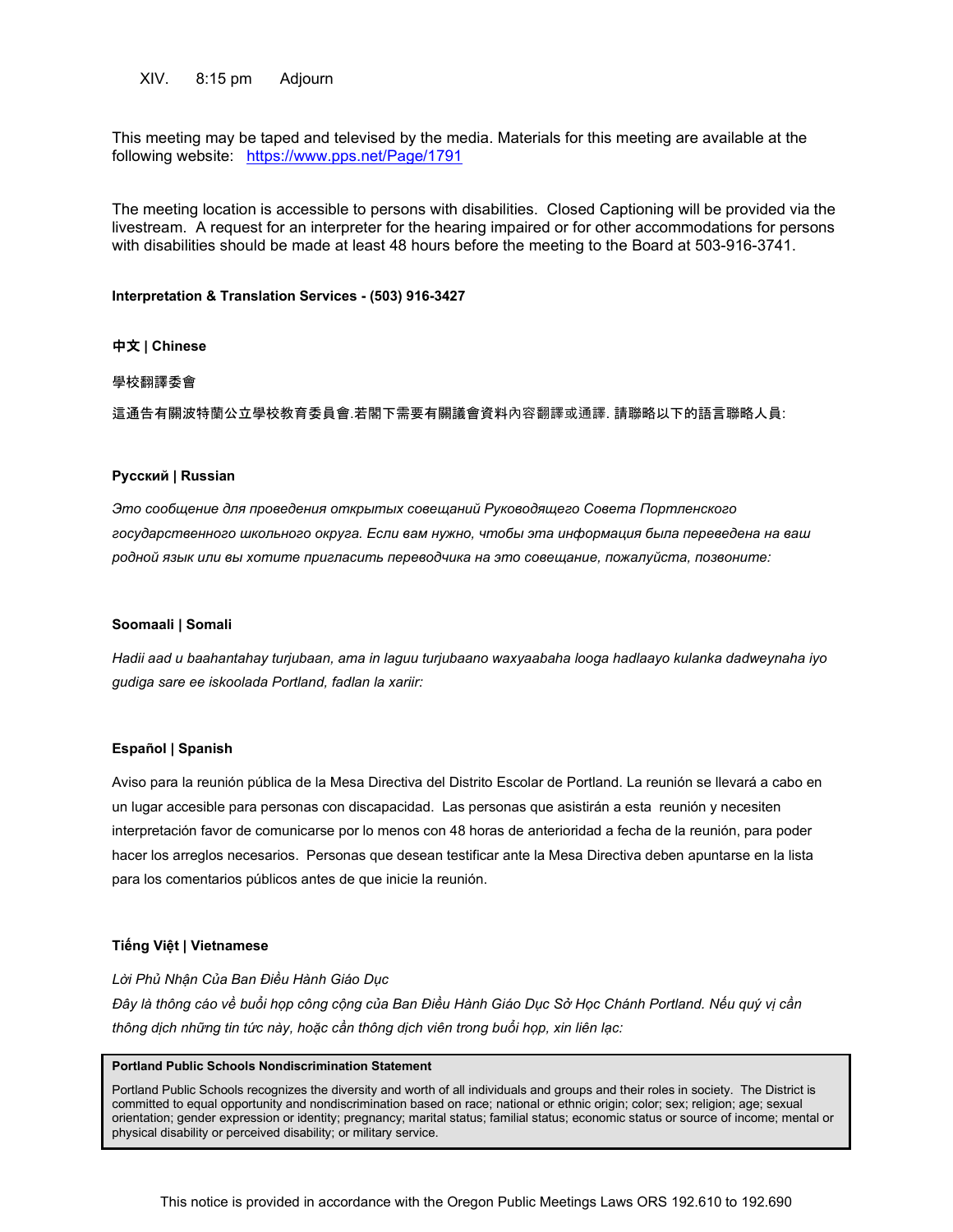XIV. 8:15 pm Adjourn

This meeting may be taped and televised by the media. Materials for this meeting are available at the following website: https://www.pps.net/Page/1791

The meeting location is accessible to persons with disabilities. Closed Captioning will be provided via the livestream. A request for an interpreter for the hearing impaired or for other accommodations for persons with disabilities should be made at least 48 hours before the meeting to the Board at 503-916-3741.

**Interpretation & Translation Services - (503) 916-3427**

**中文 | Chinese**

學校翻譯委會

這通告有關波特蘭公立學校教育委員會.若閣下需要有關議會資料內容翻譯或通譯. 請聯略以下的語言聯略人員:

**Русский | Russian**

*Это сообщение для проведения открытых совещаний Руководящего Совета Портленского государственного школьного округа. Если вам нужно, чтобы эта информация была переведена на ваш родной язык или вы хотите пригласить переводчика на это совещание, пожалуйста, позвоните:*

**Soomaali | Somali**

*Hadii aad u baahantahay turjubaan, ama in laguu turjubaano waxyaabaha looga hadlaayo kulanka dadweynaha iyo gudiga sare ee iskoolada Portland, fadlan la xariir:*

**Español | Spanish**

Aviso para la reunión pública de la Mesa Directiva del Distrito Escolar de Portland. La reunión se llevará a cabo en un lugar accesible para personas con discapacidad. Las personas que asistirán a esta reunión y necesiten interpretación favor de comunicarse por lo menos con 48 horas de anterioridad a fecha de la reunión, para poder hacer los arreglos necesarios. Personas que desean testificar ante la Mesa Directiva deben apuntarse en la lista para los comentarios públicos antes de que inicie la reunión.

**Tiếng Việt | Vietnamese**

*Lời Phủ Nhận Của Ban Điều Hành Giáo Dục*

*Đây là thông cáo về buổi họp công cộng của Ban Điều Hành Giáo Dục Sở Học Chánh Portland. Nếu quý vị cần thông dịch những tin tức này, hoặc cần thông dịch viên trong buổi họp, xin liên lạc:*

**Portland Public Schools Nondiscrimination Statement**

Portland Public Schools recognizes the diversity and worth of all individuals and groups and their roles in society. The District is committed to equal opportunity and nondiscrimination based on race; national or ethnic origin; color; sex; religion; age; sexual orientation; gender expression or identity; pregnancy; marital status; familial status; economic status or source of income; mental or physical disability or perceived disability; or military service.

This notice is provided in accordance with the Oregon Public Meetings Laws ORS 192.610 to 192.690